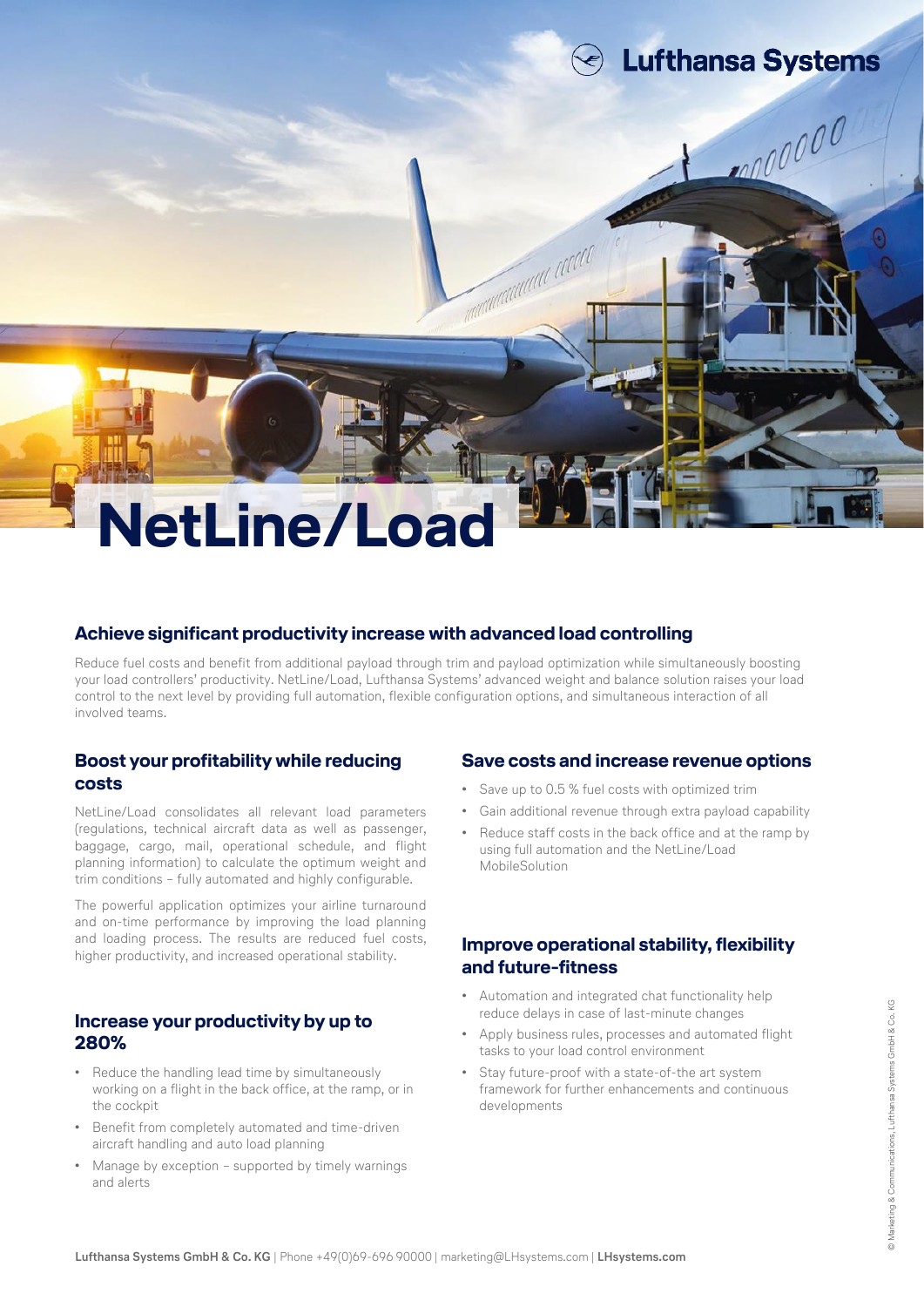# NetLine/Load

## Achieve significant productivity increase with advanced load controlling

Reduce fuel costs and benefit from additional payload through trim and payload optimization while simultaneously boosting your load controllers' productivity. NetLine/Load, Lufthansa Systems' advanced weight and balance solution raises your load control to the next level by providing full automation, flexible configuration options, and simultaneous interaction of all involved teams.

### Boost your profitability while reducing costs

NetLine/Load consolidates all relevant load parameters (regulations, technical aircraft data as well as passenger, baggage, cargo, mail, operational schedule, and flight planning information) to calculate the optimum weight and trim conditions – fully automated and highly configurable.

The powerful application optimizes your airline turnaround and on-time performance by improving the load planning and loading process. The results are reduced fuel costs, higher productivity, and increased operational stability.

### Increase your productivity by up to 280%

- Reduce the handling lead time by simultaneously working on a flight in the back office, at the ramp, or in the cockpit
- Benefit from completely automated and time-driven aircraft handling and auto load planning
- Manage by exception – supported by timely warnings and alerts

### Save costs and increase revenue options

- Save up to 0.5 % fuel costs with optimized trim
- Gain additional revenue through extra payload capability
- Reduce staff costs in the back office and at the ramp by using full automation and the NetLine/Load MobileSolution

### Improve operational stability, flexibility and future-fitness

- Automation and integrated chat functionality help reduce delays in case of last-minute changes
- Apply business rules, processes and automated flight tasks to your load control environment
- Stay future-proof with a state-of-the art system framework for further enhancements and continuous developments

**Lufthansa Systems GmbH & Co. KG** | Phone +49(0)69-696 90000 | marketing@LHsystems.com | **LHsystems.com**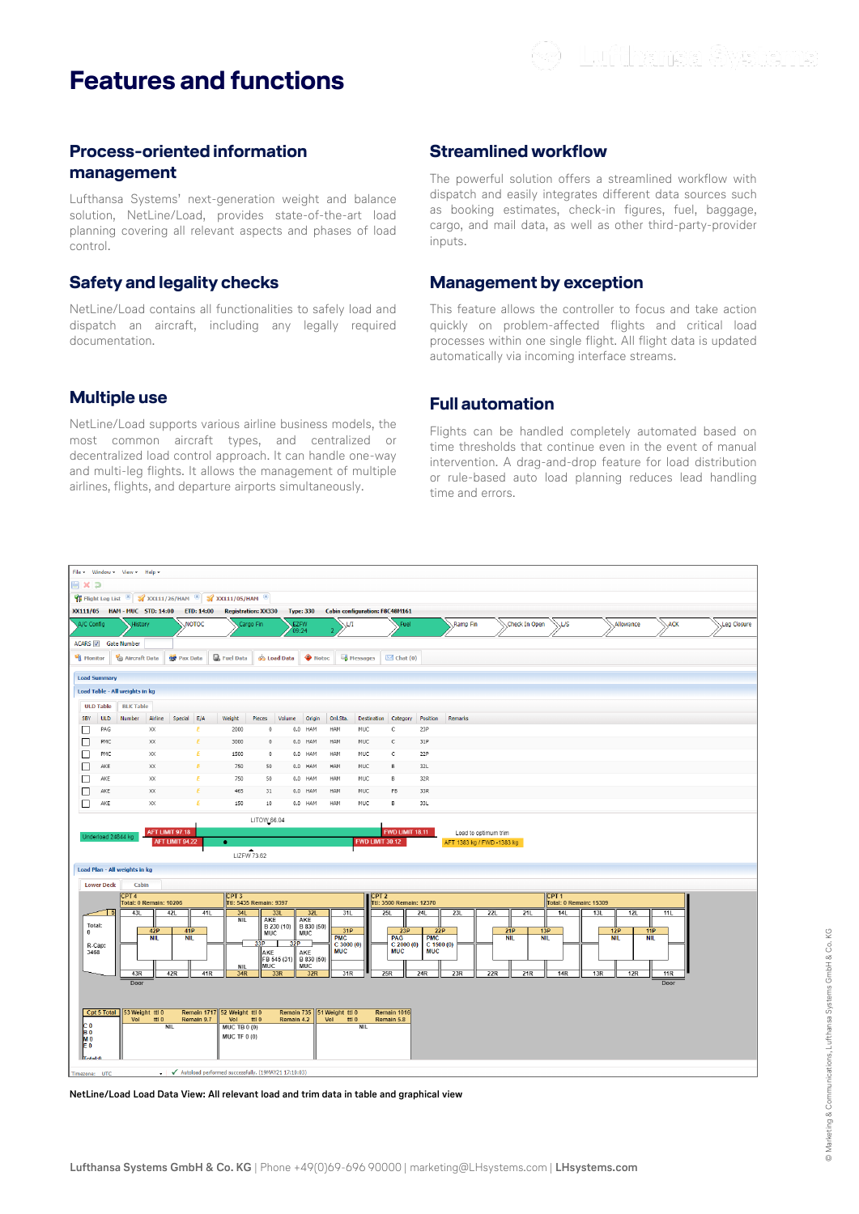# Features and functions

## Process-oriented information management

Lufthansa Systems' next-generation weight and balance solution, NetLine/Load, provides state-of-the-art load planning covering all relevant aspects and phases of load control.

## Safety and legality checks

NetLine/Load contains all functionalities to safely load and dispatch an aircraft, including any legally required documentation.

## Multiple use

NetLine/Load supports various airline business models, the most common aircraft types, and centralized or decentralized load control approach. It can handle one-way and multi-leg flights. It allows the management of multiple airlines, flights, and departure airports simultaneously.

## Streamlined workflow

The powerful solution offers a streamlined workflow with dispatch and easily integrates different data sources such as booking estimates, check-in figures, fuel, baggage, cargo, and mail data, as well as other third-party-provider inputs.

## Management by exception

This feature allows the controller to focus and take action quickly on problem-affected flights and critical load processes within one single flight. All flight data is updated automatically via incoming interface streams.

## Full automation

Flights can be handled completely automated based on time thresholds that continue even in the event of manual intervention. A drag-and-drop feature for load distribution or rule-based auto load planning reduces lead handling time and errors.

NetLine/Load Load Data View: All relevant load and trim data in table and graphical view

Lufthansa Systems GmbH & Co. KG | Phone +49(0)69-696 90000 | marketing@LHsystems.com | LHsystems.com

© Marketing & Communications, Lufthansa Systems GmbH & Co. KG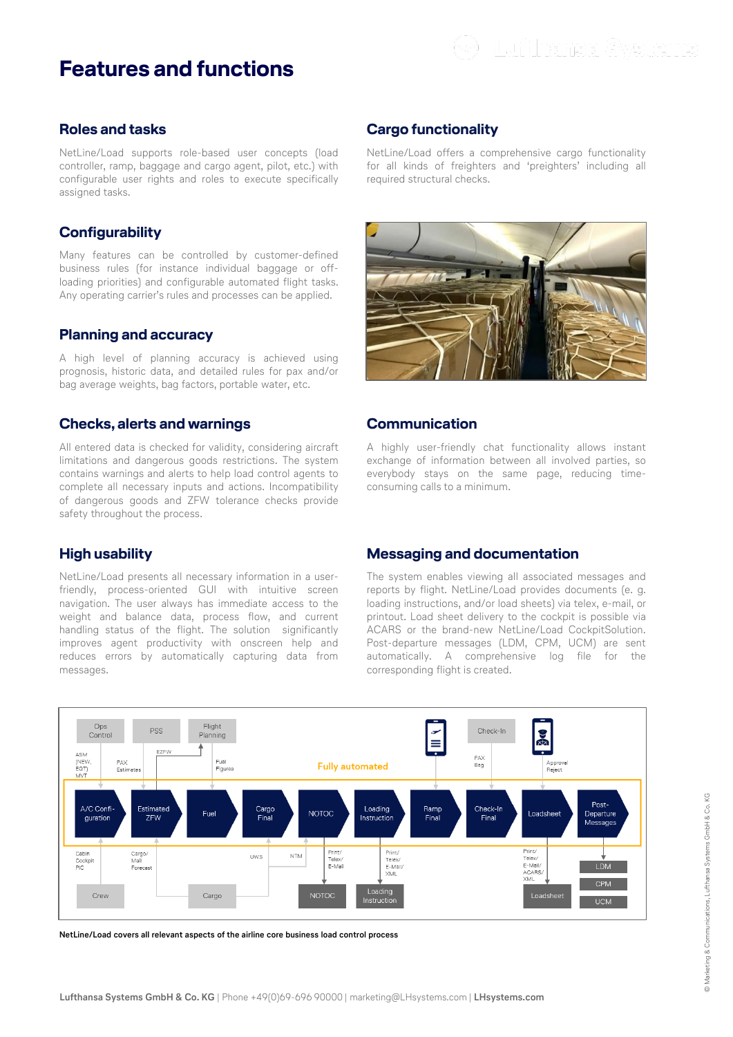# Features and functions

## Roles and tasks

NetLine/Load supports role-based user concepts (load controller, ramp, baggage and cargo agent, pilot, etc.) with configurable user rights and roles to execute specifically assigned tasks.

## Configurability

Many features can be controlled by customer-defined business rules (for instance individual baggage or off-loading priorities) and configurable automated flight tasks. Any operating carrier's rules and processes can be applied.

## Planning and accuracy

A high level of planning accuracy is achieved using prognosis, historic data, and detailed rules for pax and/or bag average weights, bag factors, portable water, etc.

## Checks, alerts and warnings

All entered data is checked for validity, considering aircraft limitations and dangerous goods restrictions. The system contains warnings and alerts to help load control agents to complete all necessary inputs and actions. Incompatibility of dangerous goods and ZFW tolerance checks provide safety throughout the process.

## High usability

NetLine/Load presents all necessary information in a user-friendly, process-oriented GUI with intuitive screen navigation. The user always has immediate access to the weight and balance data, process flow, and current handling status of the flight. The solution significantly improves agent productivity with onscreen help and reduces errors by automatically capturing data from messages.

## Cargo functionality

NetLine/Load offers a comprehensive cargo functionality for all kinds of freighters and 'preighters' including all required structural checks.

## Communication

A highly user-friendly chat functionality allows instant exchange of information between all involved parties, so everybody stays on the same page, reducing time-consuming calls to a minimum.

## Messaging and documentation

The system enables viewing all associated messages and reports by flight. NetLine/Load provides documents (e. g. loading instructions, and/or load sheets) via telex, e-mail, or printout. Load sheet delivery to the cockpit is possible via ACARS or the brand-new NetLine/Load CockpitSolution. Post-departure messages (LDM, CPM, UCM) are sent automatically. A comprehensive log file for the corresponding flight is created.

NetLine/Load covers all relevant aspects of the airline core business load control process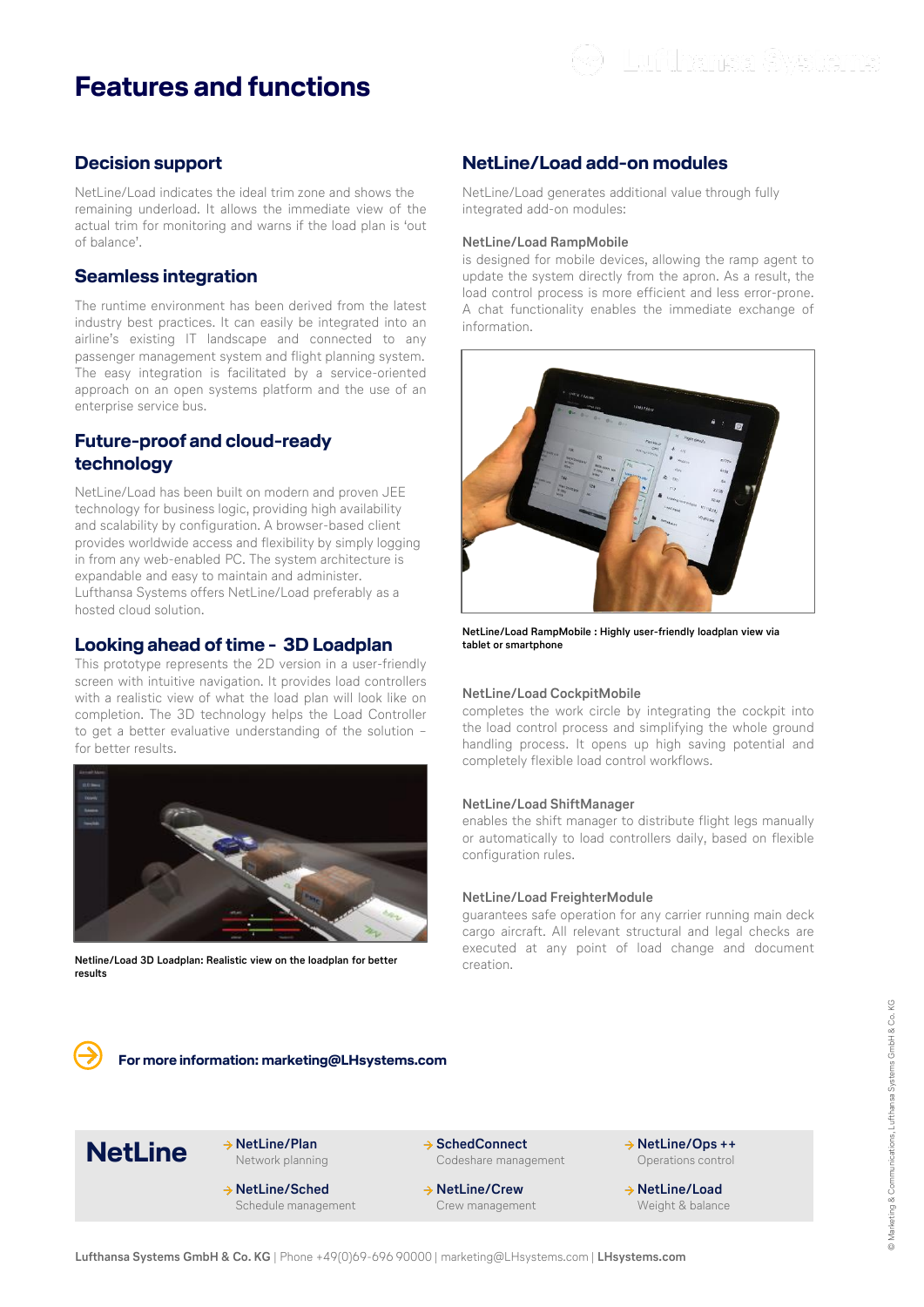# Features and functions

## Decision support

NetLine/Load indicates the ideal trim zone and shows the remaining underload. It allows the immediate view of the actual trim for monitoring and warns if the load plan is 'out of balance'.

## Seamless integration

The runtime environment has been derived from the latest industry best practices. It can easily be integrated into an airline's existing IT landscape and connected to any passenger management system and flight planning system. The easy integration is facilitated by a service-oriented approach on an open systems platform and the use of an enterprise service bus.

## Future-proof and cloud-ready technology

NetLine/Load has been built on modern and proven JEE technology for business logic, providing high availability and scalability by configuration. A browser-based client provides worldwide access and flexibility by simply logging in from any web-enabled PC. The system architecture is expandable and easy to maintain and administer. Lufthansa Systems offers NetLine/Load preferably as a hosted cloud solution.

## Looking ahead of time - 3D Loadplan

This prototype represents the 2D version in a user-friendly screen with intuitive navigation. It provides load controllers with a realistic view of what the load plan will look like on completion. The 3D technology helps the Load Controller to get a better evaluative understanding of the solution – for better results.

**Netline/Load 3D Loadplan: Realistic view on the loadplan for better results**

## NetLine/Load add-on modules

NetLine/Load generates additional value through fully integrated add-on modules:

### NetLine/Load RampMobile

is designed for mobile devices, allowing the ramp agent to update the system directly from the apron. As a result, the load control process is more efficient and less error-prone. A chat functionality enables the immediate exchange of information.

**NetLine/Load RampMobile : Highly user-friendly loadplan view via tablet or smartphone**

### NetLine/Load CockpitMobile

completes the work circle by integrating the cockpit into the load control process and simplifying the whole ground handling process. It opens up high saving potential and completely flexible load control workflows.

### NetLine/Load ShiftManager

enables the shift manager to distribute flight legs manually or automatically to load controllers daily, based on flexible configuration rules.

### NetLine/Load FreighterModule

guarantees safe operation for any carrier running main deck cargo aircraft. All relevant structural and legal checks are executed at any point of load change and document creation.

**For more information: marketing@LHsystems.com**

**NetLine**

- **NetLine/Plan** – Network planning
- **NetLine/Sched** – Schedule management
- **SchedConnect** – Codeshare management
- **NetLine/Crew** – Crew management
- **NetLine/Ops ++** – Operations control
- **NetLine/Load** – Weight & balance

**Lufthansa Systems GmbH & Co. KG** | Phone +49(0)69-696 90000 | marketing@LHsystems.com | **LHsystems.com**

© Marketing & Communications, Lufthansa Systems GmbH & Co. KG